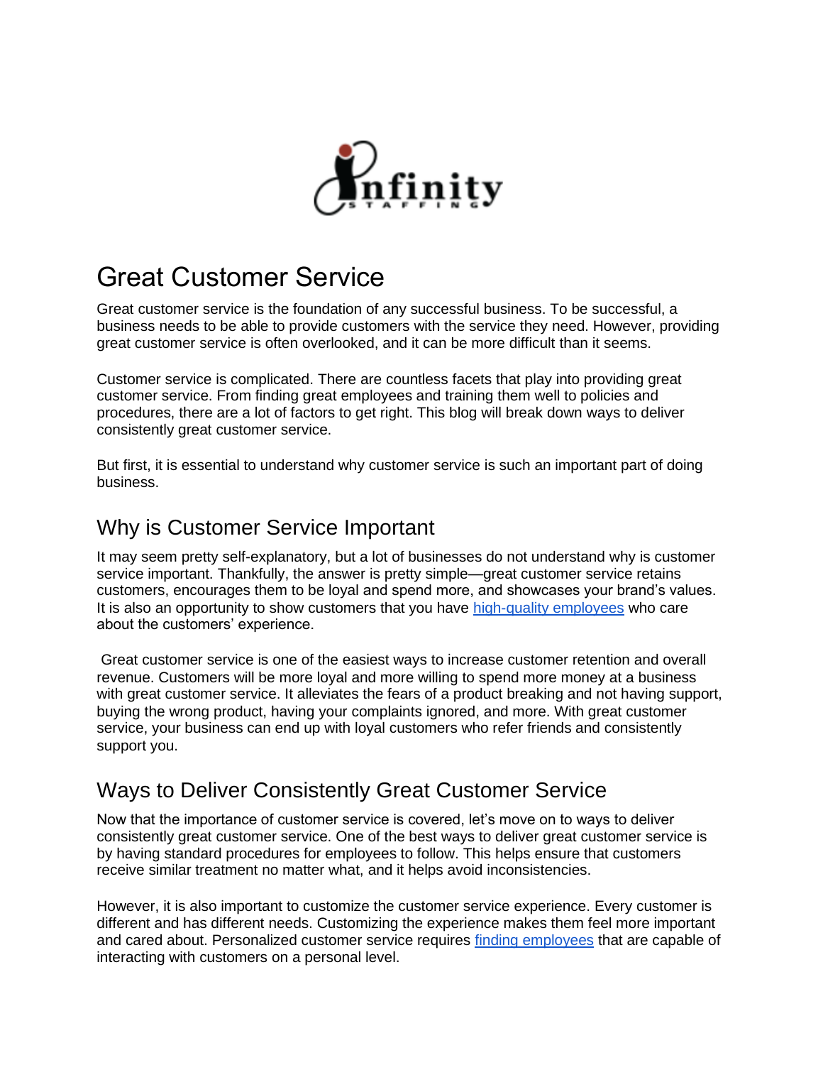# Great Customer Service

Great customer service is the foundation of any successful business. To be successful, a business needs to be able to provide customers with the service they need. However, providing great customer service is often overlooked, and it can be more difficult than it seems.

Customer service is complicated. There are countless facets that play into providing great customer service. From finding great employees and training them well to policies and procedures, there are a lot of factors to get right. This blog will break down ways to deliver consistently great customer service.

But first, it is essential to understand why customer service is such an important part of doing business.

## Why is Customer Service Important

It may seem pretty self-explanatory, but a lot of businesses do not understand why is customer service important. Thankfully, the answer is pretty simple—great customer service retains customers, encourages them to be loyal and spend more, and showcases your brand's values. It is also an opportunity to show customers that you have high-quality employees who care about the customers' experience.

Great customer service is one of the easiest ways to increase customer retention and overall revenue. Customers will be more loyal and more willing to spend more money at a business with great customer service. It alleviates the fears of a product breaking and not having support, buying the wrong product, having your complaints ignored, and more. With great customer service, your business can end up with loyal customers who refer friends and consistently support you.

## Ways to Deliver Consistently Great Customer Service

Now that the importance of customer service is covered, let's move on to ways to deliver consistently great customer service. One of the best ways to deliver great customer service is by having standard procedures for employees to follow. This helps ensure that customers receive similar treatment no matter what, and it helps avoid inconsistencies.

However, it is also important to customize the customer service experience. Every customer is different and has different needs. Customizing the experience makes them feel more important and cared about. Personalized customer service requires finding employees that are capable of interacting with customers on a personal level.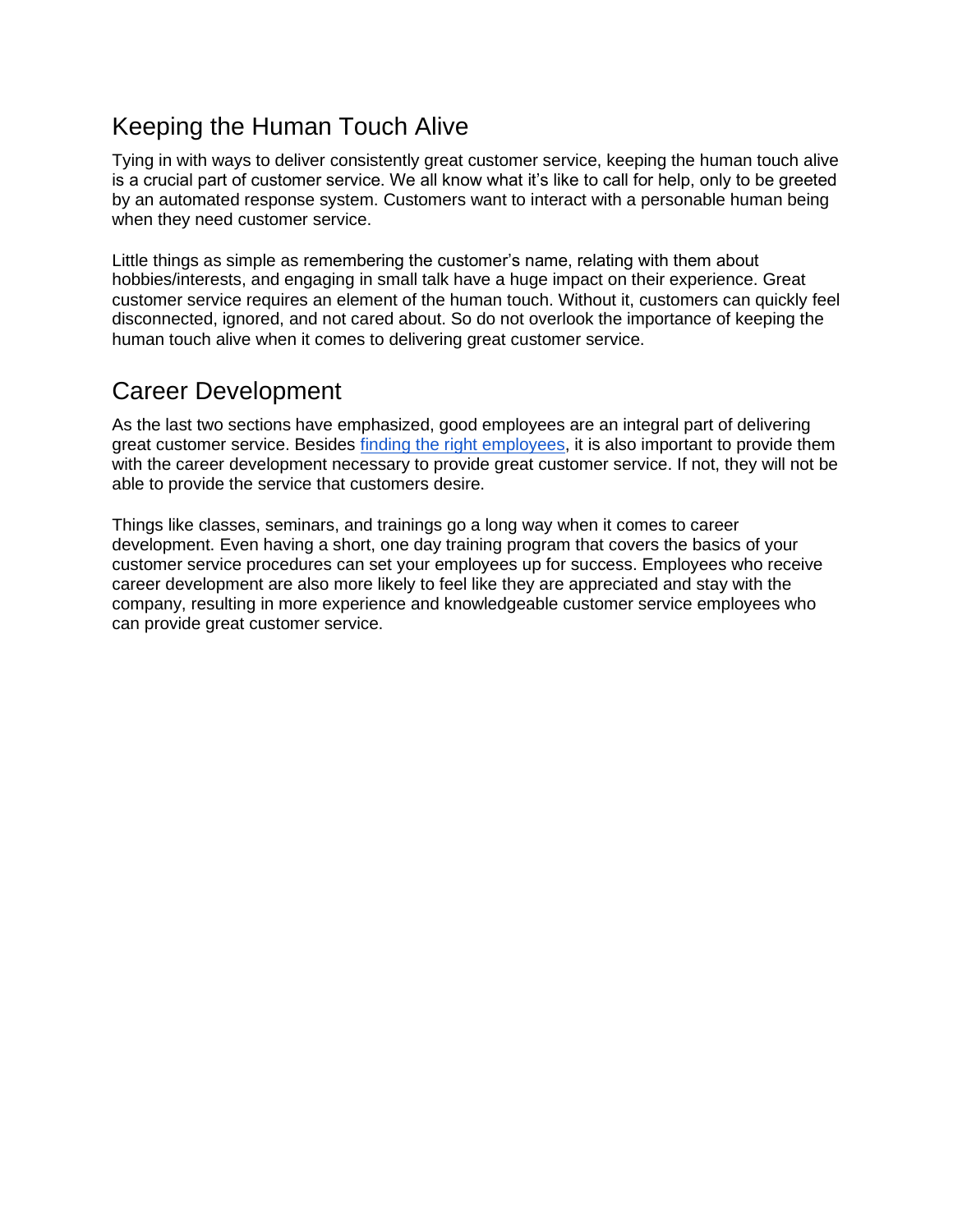## Keeping the Human Touch Alive

Tying in with ways to deliver consistently great customer service, keeping the human touch alive is a crucial part of customer service. We all know what it's like to call for help, only to be greeted by an automated response system. Customers want to interact with a personable human being when they need customer service.

Little things as simple as remembering the customer's name, relating with them about hobbies/interests, and engaging in small talk have a huge impact on their experience. Great customer service requires an element of the human touch. Without it, customers can quickly feel disconnected, ignored, and not cared about. So do not overlook the importance of keeping the human touch alive when it comes to delivering great customer service.

## Career Development

As the last two sections have emphasized, good employees are an integral part of delivering great customer service. Besides finding the right employees, it is also important to provide them with the career development necessary to provide great customer service. If not, they will not be able to provide the service that customers desire.

Things like classes, seminars, and trainings go a long way when it comes to career development. Even having a short, one day training program that covers the basics of your customer service procedures can set your employees up for success. Employees who receive career development are also more likely to feel like they are appreciated and stay with the company, resulting in more experience and knowledgeable customer service employees who can provide great customer service.